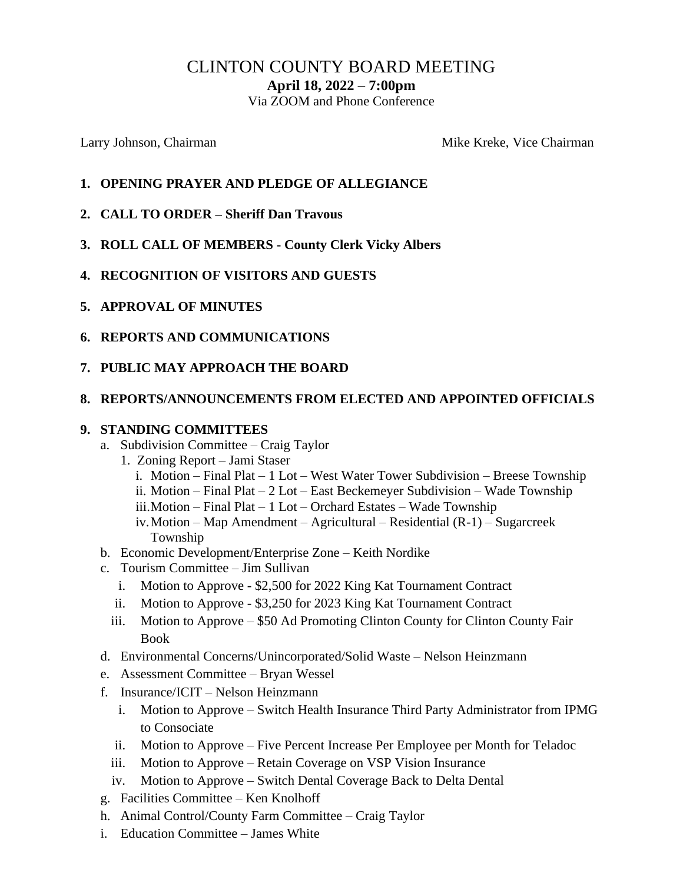# CLINTON COUNTY BOARD MEETING

**April 18, 2022 – 7:00pm**

Via ZOOM and Phone Conference

Larry Johnson, Chairman    Mike Kreke, Vice Chairman

1. **OPENING PRAYER AND PLEDGE OF ALLEGIANCE**
2. **CALL TO ORDER – Sheriff Dan Travous**
3. **ROLL CALL OF MEMBERS - County Clerk Vicky Albers**
4. **RECOGNITION OF VISITORS AND GUESTS**
5. **APPROVAL OF MINUTES**
6. **REPORTS AND COMMUNICATIONS**
7. **PUBLIC MAY APPROACH THE BOARD**
8. **REPORTS/ANNOUNCEMENTS FROM ELECTED AND APPOINTED OFFICIALS**
9. **STANDING COMMITTEES**
   a. Subdivision Committee – Craig Taylor
      1. Zoning Report – Jami Staser
         i. Motion – Final Plat – 1 Lot – West Water Tower Subdivision – Breese Township
         ii. Motion – Final Plat – 2 Lot – East Beckemeyer Subdivision – Wade Township
         iii. Motion – Final Plat – 1 Lot – Orchard Estates – Wade Township
         iv. Motion – Map Amendment – Agricultural – Residential (R-1) – Sugarcreek Township
   b. Economic Development/Enterprise Zone – Keith Nordike
   c. Tourism Committee – Jim Sullivan
      i. Motion to Approve - $2,500 for 2022 King Kat Tournament Contract
      ii. Motion to Approve - $3,250 for 2023 King Kat Tournament Contract
      iii. Motion to Approve – $50 Ad Promoting Clinton County for Clinton County Fair Book
   d. Environmental Concerns/Unincorporated/Solid Waste – Nelson Heinzmann
   e. Assessment Committee – Bryan Wessel
   f. Insurance/ICIT – Nelson Heinzmann
      i. Motion to Approve – Switch Health Insurance Third Party Administrator from IPMG to Consociate
      ii. Motion to Approve – Five Percent Increase Per Employee per Month for Teladoc
      iii. Motion to Approve – Retain Coverage on VSP Vision Insurance
      iv. Motion to Approve – Switch Dental Coverage Back to Delta Dental
   g. Facilities Committee – Ken Knolhoff
   h. Animal Control/County Farm Committee – Craig Taylor
   i. Education Committee – James White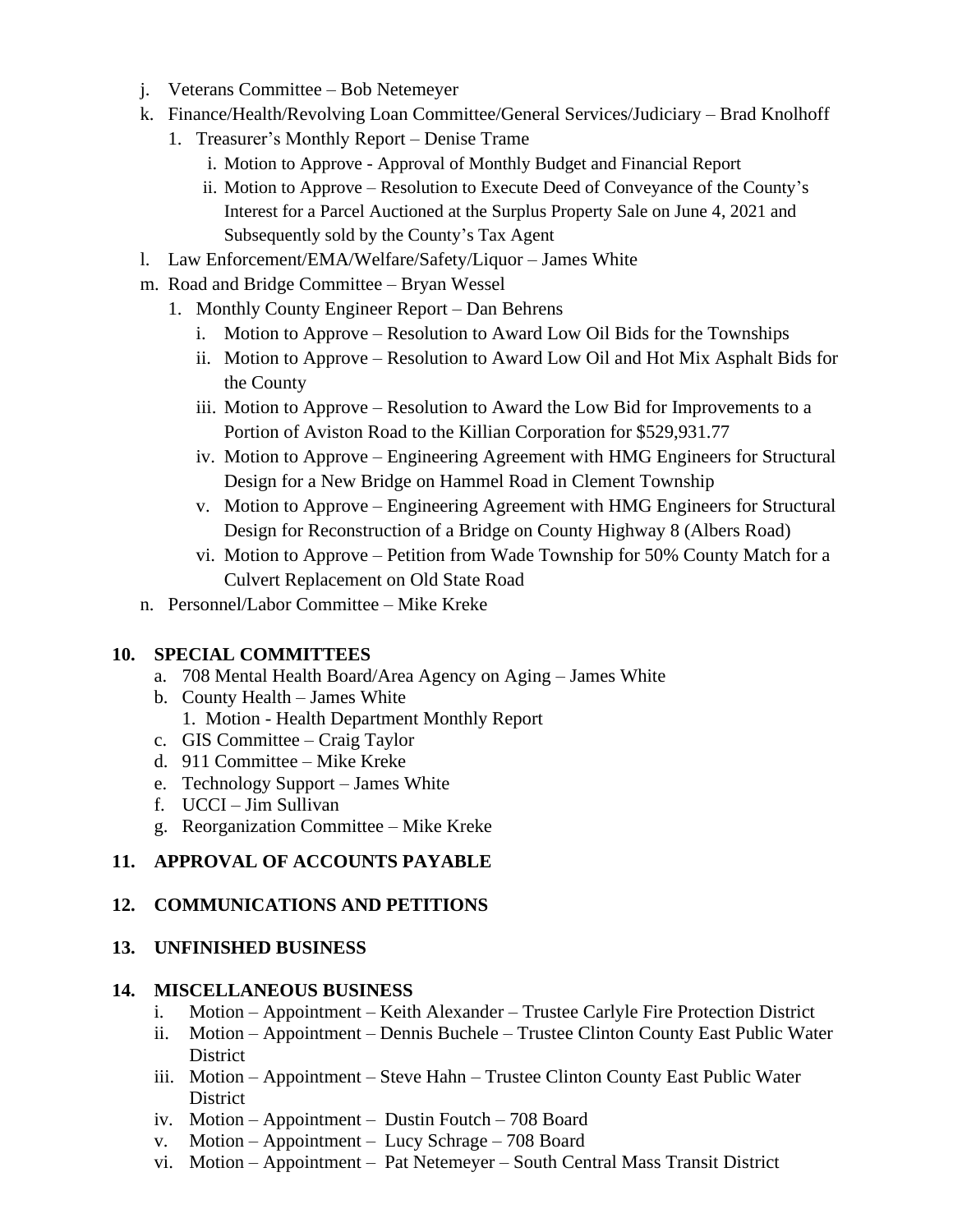- j. Veterans Committee – Bob Netemeyer
- k. Finance/Health/Revolving Loan Committee/General Services/Judiciary – Brad Knolhoff
  1. Treasurer's Monthly Report – Denise Trame
     - i. Motion to Approve - Approval of Monthly Budget and Financial Report
     - ii. Motion to Approve – Resolution to Execute Deed of Conveyance of the County's Interest for a Parcel Auctioned at the Surplus Property Sale on June 4, 2021 and Subsequently sold by the County's Tax Agent
- l. Law Enforcement/EMA/Welfare/Safety/Liquor – James White
- m. Road and Bridge Committee – Bryan Wessel
  1. Monthly County Engineer Report – Dan Behrens
     - i. Motion to Approve – Resolution to Award Low Oil Bids for the Townships
     - ii. Motion to Approve – Resolution to Award Low Oil and Hot Mix Asphalt Bids for the County
     - iii. Motion to Approve – Resolution to Award the Low Bid for Improvements to a Portion of Aviston Road to the Killian Corporation for $529,931.77
     - iv. Motion to Approve – Engineering Agreement with HMG Engineers for Structural Design for a New Bridge on Hammel Road in Clement Township
     - v. Motion to Approve – Engineering Agreement with HMG Engineers for Structural Design for Reconstruction of a Bridge on County Highway 8 (Albers Road)
     - vi. Motion to Approve – Petition from Wade Township for 50% County Match for a Culvert Replacement on Old State Road
- n. Personnel/Labor Committee – Mike Kreke

## 10. SPECIAL COMMITTEES

- a. 708 Mental Health Board/Area Agency on Aging – James White
- b. County Health – James White
  1. Motion - Health Department Monthly Report
- c. GIS Committee – Craig Taylor
- d. 911 Committee – Mike Kreke
- e. Technology Support – James White
- f. UCCI – Jim Sullivan
- g. Reorganization Committee – Mike Kreke

## 11. APPROVAL OF ACCOUNTS PAYABLE

## 12. COMMUNICATIONS AND PETITIONS

## 13. UNFINISHED BUSINESS

## 14. MISCELLANEOUS BUSINESS

- i. Motion – Appointment – Keith Alexander – Trustee Carlyle Fire Protection District
- ii. Motion – Appointment – Dennis Buchele – Trustee Clinton County East Public Water District
- iii. Motion – Appointment – Steve Hahn – Trustee Clinton County East Public Water District
- iv. Motion – Appointment – Dustin Foutch – 708 Board
- v. Motion – Appointment – Lucy Schrage – 708 Board
- vi. Motion – Appointment – Pat Netemeyer – South Central Mass Transit District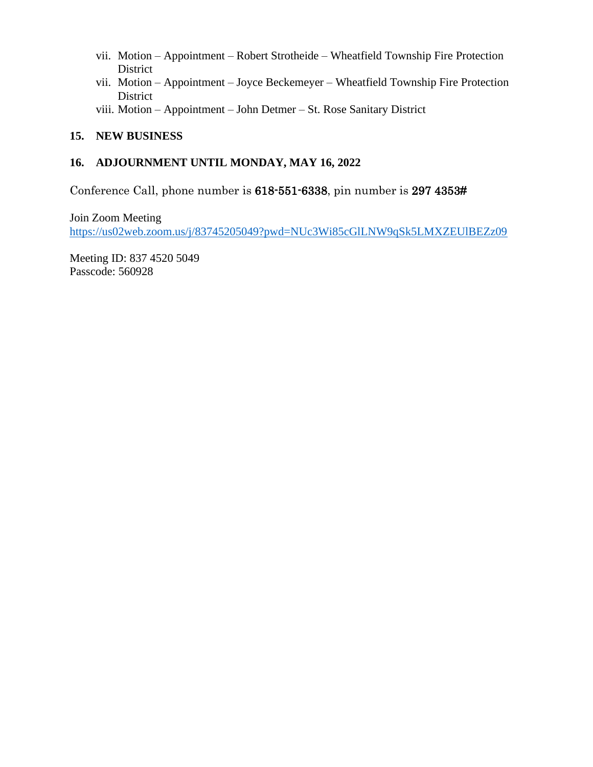vii. Motion – Appointment – Robert Strotheide – Wheatfield Township Fire Protection District

vii. Motion – Appointment – Joyce Beckemeyer – Wheatfield Township Fire Protection District

viii. Motion – Appointment – John Detmer – St. Rose Sanitary District

## 15. NEW BUSINESS

## 16. ADJOURNMENT UNTIL MONDAY, MAY 16, 2022

Conference Call, phone number is **618-551-6338**, pin number is **297 4353#**

Join Zoom Meeting
https://us02web.zoom.us/j/83745205049?pwd=NUc3Wi85cGlLNW9qSk5LMXZEUlBEZz09

Meeting ID: 837 4520 5049
Passcode: 560928